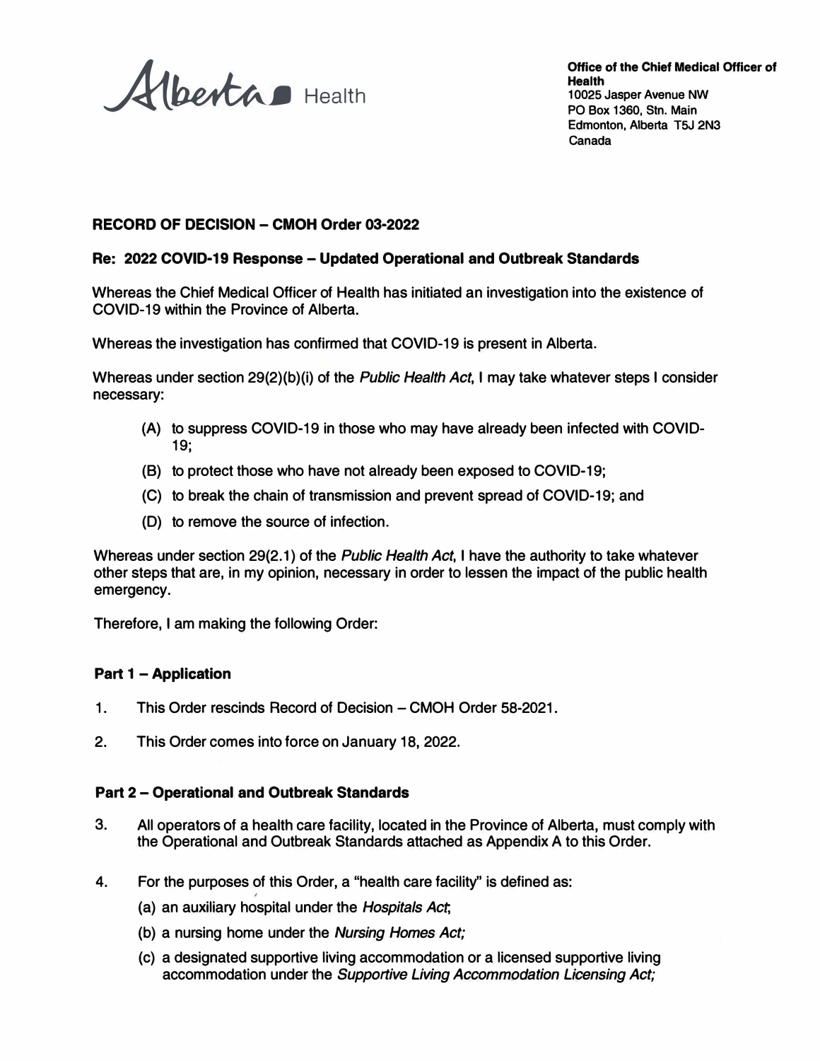Alberta Health

**Office of the Chief Medical Officer of Health**
10025 Jasper Avenue NW
PO Box 1360, Stn. Main
Edmonton, Alberta T5J 2N3
Canada

**RECORD OF DECISION – CMOH Order 03-2022**

**Re: 2022 COVID-19 Response – Updated Operational and Outbreak Standards**

Whereas the Chief Medical Officer of Health has initiated an investigation into the existence of COVID-19 within the Province of Alberta.

Whereas the investigation has confirmed that COVID-19 is present in Alberta.

Whereas under section 29(2)(b)(i) of the *Public Health Act*, I may take whatever steps I consider necessary:

(A) to suppress COVID-19 in those who may have already been infected with COVID-19;

(B) to protect those who have not already been exposed to COVID-19;

(C) to break the chain of transmission and prevent spread of COVID-19; and

(D) to remove the source of infection.

Whereas under section 29(2.1) of the *Public Health Act*, I have the authority to take whatever other steps that are, in my opinion, necessary in order to lessen the impact of the public health emergency.

Therefore, I am making the following Order:

**Part 1 – Application**

1. This Order rescinds Record of Decision – CMOH Order 58-2021.

2. This Order comes into force on January 18, 2022.

**Part 2 – Operational and Outbreak Standards**

3. All operators of a health care facility, located in the Province of Alberta, must comply with the Operational and Outbreak Standards attached as Appendix A to this Order.

4. For the purposes of this Order, a "health care facility" is defined as:

   (a) an auxiliary hospital under the *Hospitals Act*;

   (b) a nursing home under the *Nursing Homes Act;*

   (c) a designated supportive living accommodation or a licensed supportive living accommodation under the *Supportive Living Accommodation Licensing Act;*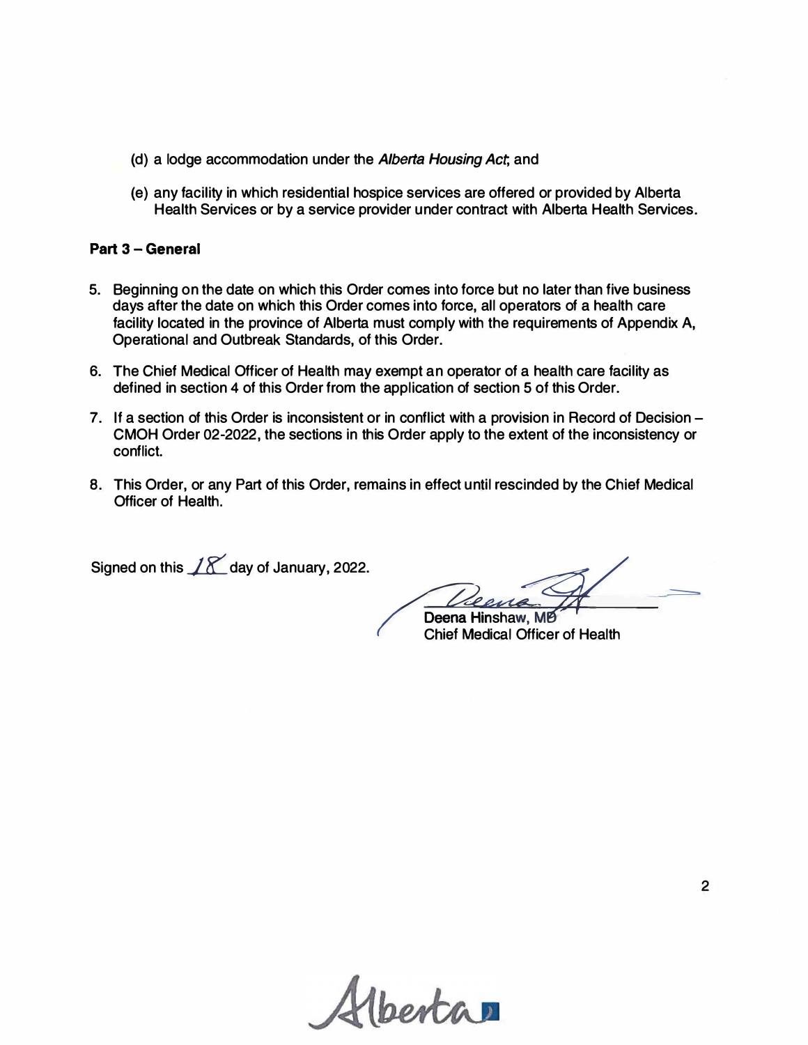(d) a lodge accommodation under the *Alberta Housing Act*; and

(e) any facility in which residential hospice services are offered or provided by Alberta Health Services or by a service provider under contract with Alberta Health Services.

**Part 3 – General**

5. Beginning on the date on which this Order comes into force but no later than five business days after the date on which this Order comes into force, all operators of a health care facility located in the province of Alberta must comply with the requirements of Appendix A, Operational and Outbreak Standards, of this Order.

6. The Chief Medical Officer of Health may exempt an operator of a health care facility as defined in section 4 of this Order from the application of section 5 of this Order.

7. If a section of this Order is inconsistent or in conflict with a provision in Record of Decision – CMOH Order 02-2022, the sections in this Order apply to the extent of the inconsistency or conflict.

8. This Order, or any Part of this Order, remains in effect until rescinded by the Chief Medical Officer of Health.

Signed on this 18 day of January, 2022.

Deena Hinshaw, MD
Chief Medical Officer of Health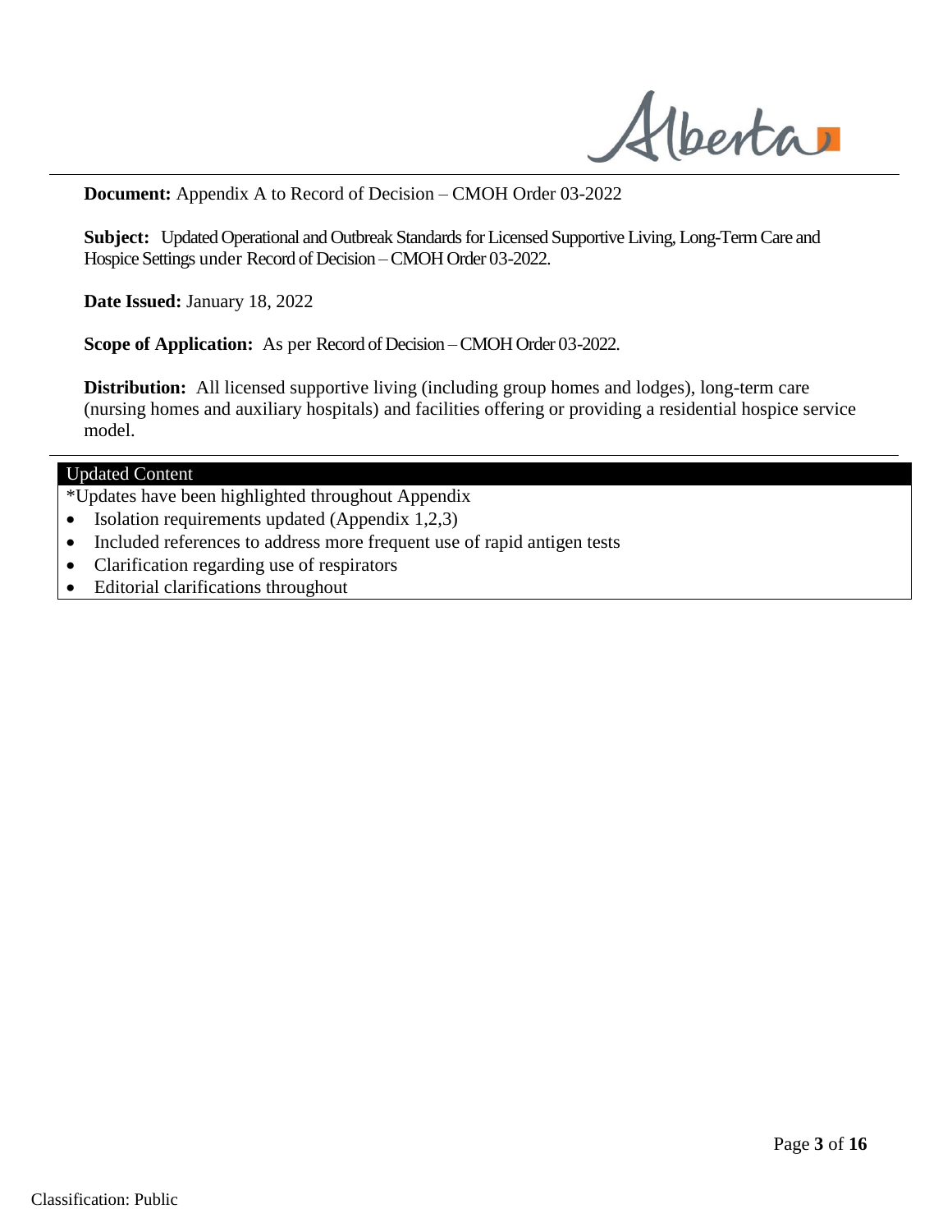**Document:** Appendix A to Record of Decision – CMOH Order 03-2022

**Subject:** Updated Operational and Outbreak Standards for Licensed Supportive Living, Long-Term Care and Hospice Settings under Record of Decision – CMOH Order 03-2022.

**Date Issued:** January 18, 2022

**Scope of Application:** As per Record of Decision – CMOH Order 03-2022.

**Distribution:** All licensed supportive living (including group homes and lodges), long-term care (nursing homes and auxiliary hospitals) and facilities offering or providing a residential hospice service model.

---

**Updated Content**

*Updates have been highlighted throughout Appendix

- Isolation requirements updated (Appendix 1,2,3)
- Included references to address more frequent use of rapid antigen tests
- Clarification regarding use of respirators
- Editorial clarifications throughout

Classification: Public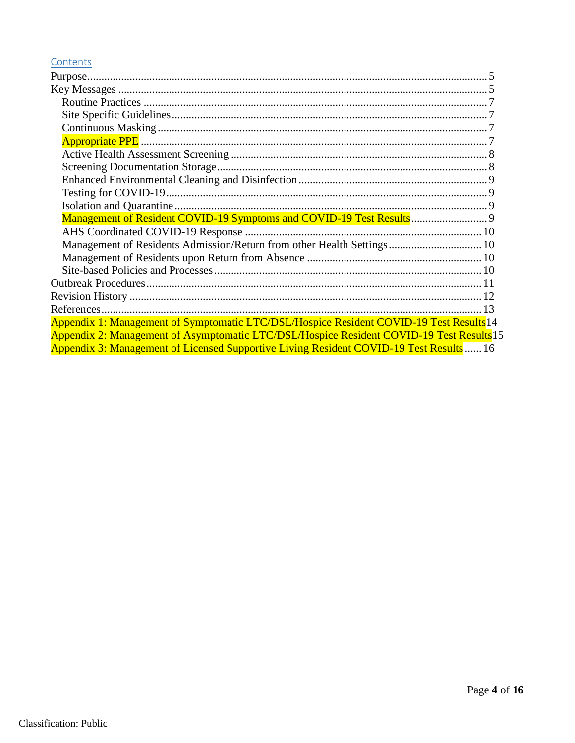## Contents

- Purpose .......... 5
- Key Messages .......... 5
  - Routine Practices .......... 7
  - Site Specific Guidelines .......... 7
  - Continuous Masking .......... 7
  - Appropriate PPE .......... 7
  - Active Health Assessment Screening .......... 8
  - Screening Documentation Storage .......... 8
  - Enhanced Environmental Cleaning and Disinfection .......... 9
  - Testing for COVID-19 .......... 9
  - Isolation and Quarantine .......... 9
  - Management of Resident COVID-19 Symptoms and COVID-19 Test Results .......... 9
  - AHS Coordinated COVID-19 Response .......... 10
  - Management of Residents Admission/Return from other Health Settings .......... 10
  - Management of Residents upon Return from Absence .......... 10
  - Site-based Policies and Processes .......... 10
- Outbreak Procedures .......... 11
- Revision History .......... 12
- References .......... 13
- Appendix 1: Management of Symptomatic LTC/DSL/Hospice Resident COVID-19 Test Results .......... 14
- Appendix 2: Management of Asymptomatic LTC/DSL/Hospice Resident COVID-19 Test Results .......... 15
- Appendix 3: Management of Licensed Supportive Living Resident COVID-19 Test Results .......... 16

Classification: Public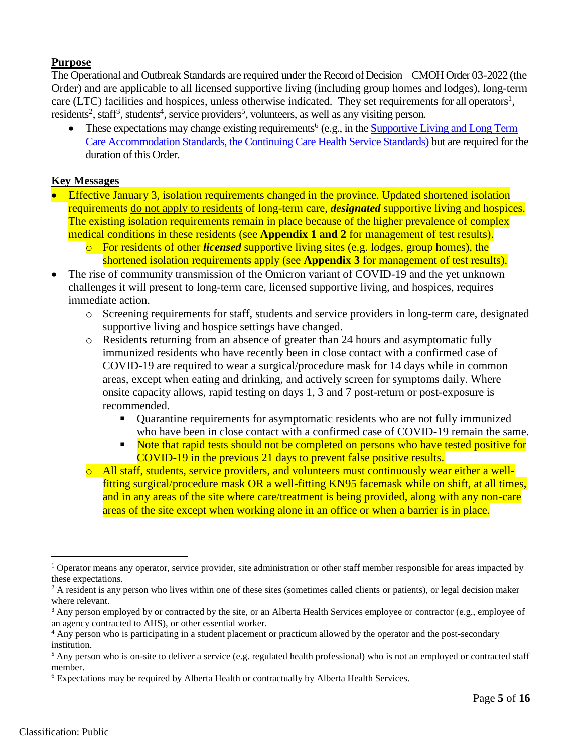## Purpose

The Operational and Outbreak Standards are required under the Record of Decision – CMOH Order 03-2022 (the Order) and are applicable to all licensed supportive living (including group homes and lodges), long-term care (LTC) facilities and hospices, unless otherwise indicated. They set requirements for all operators[1], residents[2], staff[3], students[4], service providers[5], volunteers, as well as any visiting person.

- These expectations may change existing requirements[6] (e.g., in the Supportive Living and Long Term Care Accommodation Standards, the Continuing Care Health Service Standards) but are required for the duration of this Order.

## Key Messages

- Effective January 3, isolation requirements changed in the province. Updated shortened isolation requirements do not apply to residents of long-term care, ***designated*** supportive living and hospices. The existing isolation requirements remain in place because of the higher prevalence of complex medical conditions in these residents (see **Appendix 1 and 2** for management of test results).
  - For residents of other ***licensed*** supportive living sites (e.g. lodges, group homes), the shortened isolation requirements apply (see **Appendix 3** for management of test results).
- The rise of community transmission of the Omicron variant of COVID-19 and the yet unknown challenges it will present to long-term care, licensed supportive living, and hospices, requires immediate action.
  - Screening requirements for staff, students and service providers in long-term care, designated supportive living and hospice settings have changed.
  - Residents returning from an absence of greater than 24 hours and asymptomatic fully immunized residents who have recently been in close contact with a confirmed case of COVID-19 are required to wear a surgical/procedure mask for 14 days while in common areas, except when eating and drinking, and actively screen for symptoms daily. Where onsite capacity allows, rapid testing on days 1, 3 and 7 post-return or post-exposure is recommended.
    - Quarantine requirements for asymptomatic residents who are not fully immunized who have been in close contact with a confirmed case of COVID-19 remain the same.
    - Note that rapid tests should not be completed on persons who have tested positive for COVID-19 in the previous 21 days to prevent false positive results.
  - All staff, students, service providers, and volunteers must continuously wear either a well-fitting surgical/procedure mask OR a well-fitting KN95 facemask while on shift, at all times, and in any areas of the site where care/treatment is being provided, along with any non-care areas of the site except when working alone in an office or when a barrier is in place.

---

[1] Operator means any operator, service provider, site administration or other staff member responsible for areas impacted by these expectations.

[2] A resident is any person who lives within one of these sites (sometimes called clients or patients), or legal decision maker where relevant.

[3] Any person employed by or contracted by the site, or an Alberta Health Services employee or contractor (e.g., employee of an agency contracted to AHS), or other essential worker.

[4] Any person who is participating in a student placement or practicum allowed by the operator and the post-secondary institution.

[5] Any person who is on-site to deliver a service (e.g. regulated health professional) who is not an employed or contracted staff member.

[6] Expectations may be required by Alberta Health or contractually by Alberta Health Services.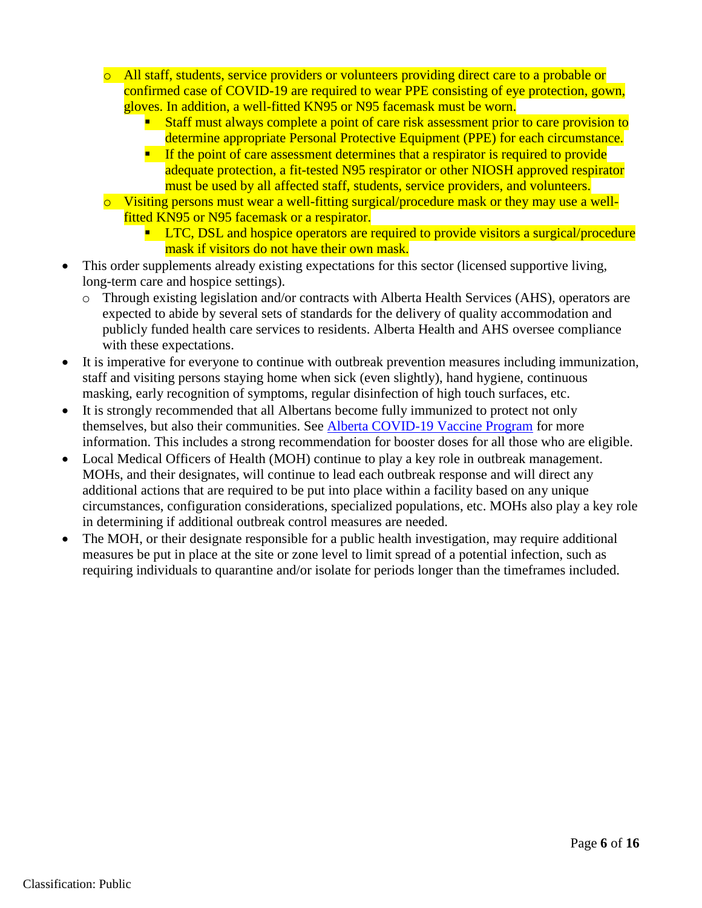- All staff, students, service providers or volunteers providing direct care to a probable or confirmed case of COVID-19 are required to wear PPE consisting of eye protection, gown, gloves. In addition, a well-fitted KN95 or N95 facemask must be worn.
    - Staff must always complete a point of care risk assessment prior to care provision to determine appropriate Personal Protective Equipment (PPE) for each circumstance.
    - If the point of care assessment determines that a respirator is required to provide adequate protection, a fit-tested N95 respirator or other NIOSH approved respirator must be used by all affected staff, students, service providers, and volunteers.
  - Visiting persons must wear a well-fitting surgical/procedure mask or they may use a well-fitted KN95 or N95 facemask or a respirator.
    - LTC, DSL and hospice operators are required to provide visitors a surgical/procedure mask if visitors do not have their own mask.
- This order supplements already existing expectations for this sector (licensed supportive living, long-term care and hospice settings).
  - Through existing legislation and/or contracts with Alberta Health Services (AHS), operators are expected to abide by several sets of standards for the delivery of quality accommodation and publicly funded health care services to residents. Alberta Health and AHS oversee compliance with these expectations.
- It is imperative for everyone to continue with outbreak prevention measures including immunization, staff and visiting persons staying home when sick (even slightly), hand hygiene, continuous masking, early recognition of symptoms, regular disinfection of high touch surfaces, etc.
- It is strongly recommended that all Albertans become fully immunized to protect not only themselves, but also their communities. See Alberta COVID-19 Vaccine Program for more information. This includes a strong recommendation for booster doses for all those who are eligible.
- Local Medical Officers of Health (MOH) continue to play a key role in outbreak management. MOHs, and their designates, will continue to lead each outbreak response and will direct any additional actions that are required to be put into place within a facility based on any unique circumstances, configuration considerations, specialized populations, etc. MOHs also play a key role in determining if additional outbreak control measures are needed.
- The MOH, or their designate responsible for a public health investigation, may require additional measures be put in place at the site or zone level to limit spread of a potential infection, such as requiring individuals to quarantine and/or isolate for periods longer than the timeframes included.

Classification: Public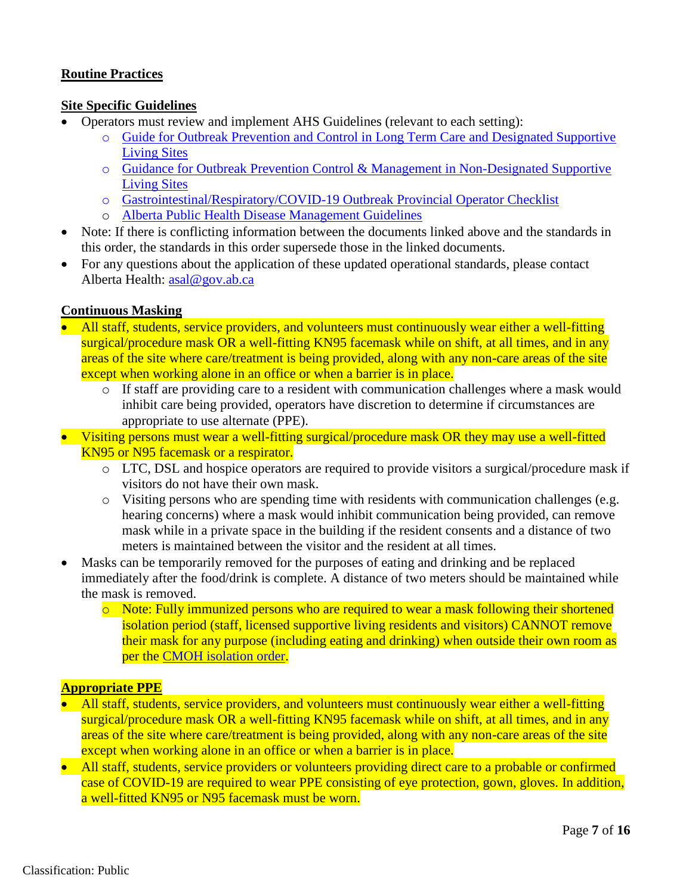**Routine Practices**

**Site Specific Guidelines**

- Operators must review and implement AHS Guidelines (relevant to each setting):
  - Guide for Outbreak Prevention and Control in Long Term Care and Designated Supportive Living Sites
  - Guidance for Outbreak Prevention Control & Management in Non-Designated Supportive Living Sites
  - Gastrointestinal/Respiratory/COVID-19 Outbreak Provincial Operator Checklist
  - Alberta Public Health Disease Management Guidelines
- Note: If there is conflicting information between the documents linked above and the standards in this order, the standards in this order supersede those in the linked documents.
- For any questions about the application of these updated operational standards, please contact Alberta Health: asal@gov.ab.ca

**Continuous Masking**

- All staff, students, service providers, and volunteers must continuously wear either a well-fitting surgical/procedure mask OR a well-fitting KN95 facemask while on shift, at all times, and in any areas of the site where care/treatment is being provided, along with any non-care areas of the site except when working alone in an office or when a barrier is in place.
  - If staff are providing care to a resident with communication challenges where a mask would inhibit care being provided, operators have discretion to determine if circumstances are appropriate to use alternate (PPE).
- Visiting persons must wear a well-fitting surgical/procedure mask OR they may use a well-fitted KN95 or N95 facemask or a respirator.
  - LTC, DSL and hospice operators are required to provide visitors a surgical/procedure mask if visitors do not have their own mask.
  - Visiting persons who are spending time with residents with communication challenges (e.g. hearing concerns) where a mask would inhibit communication being provided, can remove mask while in a private space in the building if the resident consents and a distance of two meters is maintained between the visitor and the resident at all times.
- Masks can be temporarily removed for the purposes of eating and drinking and be replaced immediately after the food/drink is complete. A distance of two meters should be maintained while the mask is removed.
  - Note: Fully immunized persons who are required to wear a mask following their shortened isolation period (staff, licensed supportive living residents and visitors) CANNOT remove their mask for any purpose (including eating and drinking) when outside their own room as per the CMOH isolation order.

**Appropriate PPE**

- All staff, students, service providers, and volunteers must continuously wear either a well-fitting surgical/procedure mask OR a well-fitting KN95 facemask while on shift, at all times, and in any areas of the site where care/treatment is being provided, along with any non-care areas of the site except when working alone in an office or when a barrier is in place.
- All staff, students, service providers or volunteers providing direct care to a probable or confirmed case of COVID-19 are required to wear PPE consisting of eye protection, gown, gloves. In addition, a well-fitted KN95 or N95 facemask must be worn.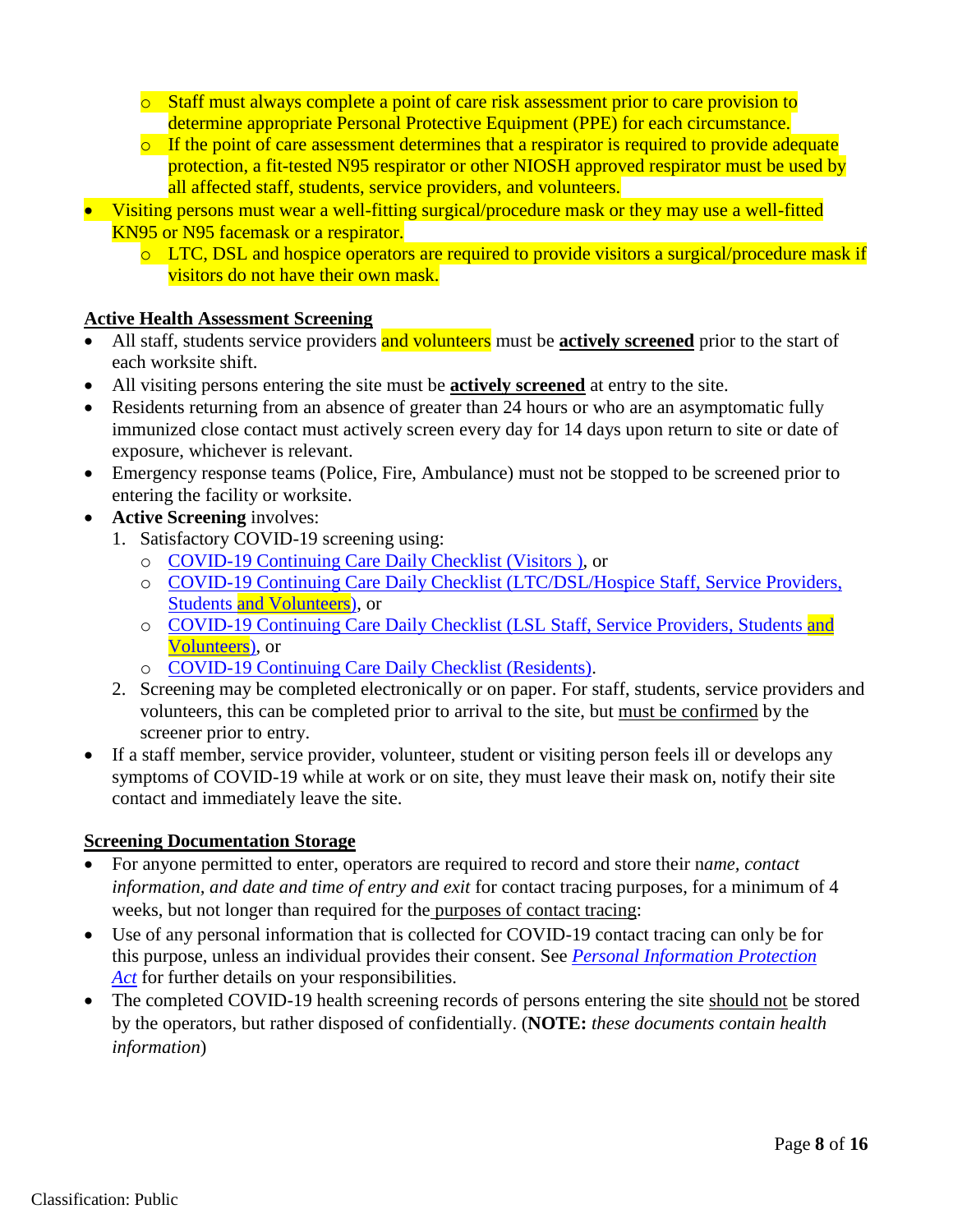- Staff must always complete a point of care risk assessment prior to care provision to determine appropriate Personal Protective Equipment (PPE) for each circumstance.
  - If the point of care assessment determines that a respirator is required to provide adequate protection, a fit-tested N95 respirator or other NIOSH approved respirator must be used by all affected staff, students, service providers, and volunteers.
- Visiting persons must wear a well-fitting surgical/procedure mask or they may use a well-fitted KN95 or N95 facemask or a respirator.
  - LTC, DSL and hospice operators are required to provide visitors a surgical/procedure mask if visitors do not have their own mask.

**Active Health Assessment Screening**

- All staff, students service providers and volunteers must be **actively screened** prior to the start of each worksite shift.
- All visiting persons entering the site must be **actively screened** at entry to the site.
- Residents returning from an absence of greater than 24 hours or who are an asymptomatic fully immunized close contact must actively screen every day for 14 days upon return to site or date of exposure, whichever is relevant.
- Emergency response teams (Police, Fire, Ambulance) must not be stopped to be screened prior to entering the facility or worksite.
- **Active Screening** involves:
  1. Satisfactory COVID-19 screening using:
     - COVID-19 Continuing Care Daily Checklist (Visitors ), or
     - COVID-19 Continuing Care Daily Checklist (LTC/DSL/Hospice Staff, Service Providers, Students and Volunteers), or
     - COVID-19 Continuing Care Daily Checklist (LSL Staff, Service Providers, Students and Volunteers), or
     - COVID-19 Continuing Care Daily Checklist (Residents).
  2. Screening may be completed electronically or on paper. For staff, students, service providers and volunteers, this can be completed prior to arrival to the site, but must be confirmed by the screener prior to entry.
- If a staff member, service provider, volunteer, student or visiting person feels ill or develops any symptoms of COVID-19 while at work or on site, they must leave their mask on, notify their site contact and immediately leave the site.

**Screening Documentation Storage**

- For anyone permitted to enter, operators are required to record and store their n*ame, contact information, and date and time of entry and exit* for contact tracing purposes, for a minimum of 4 weeks, but not longer than required for the purposes of contact tracing:
- Use of any personal information that is collected for COVID-19 contact tracing can only be for this purpose, unless an individual provides their consent. See *Personal Information Protection Act* for further details on your responsibilities.
- The completed COVID-19 health screening records of persons entering the site should not be stored by the operators, but rather disposed of confidentially. (**NOTE:** *these documents contain health information*)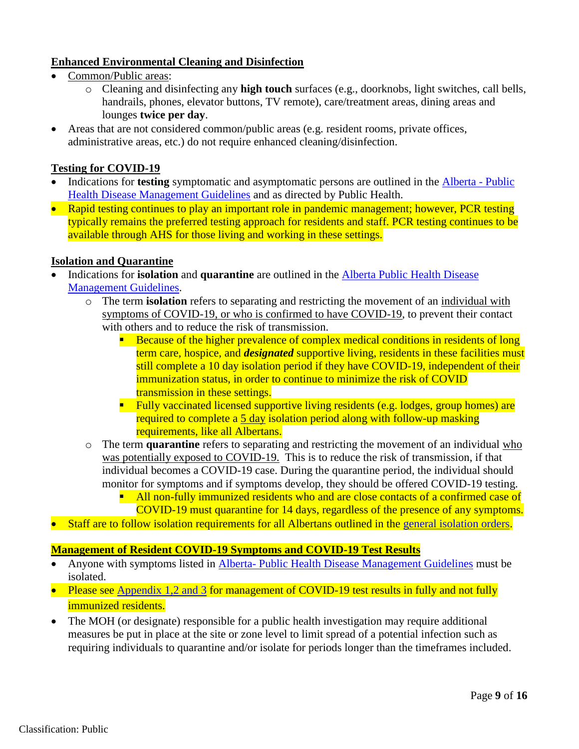**Enhanced Environmental Cleaning and Disinfection**

- Common/Public areas:
  - Cleaning and disinfecting any **high touch** surfaces (e.g., doorknobs, light switches, call bells, handrails, phones, elevator buttons, TV remote), care/treatment areas, dining areas and lounges **twice per day**.
- Areas that are not considered common/public areas (e.g. resident rooms, private offices, administrative areas, etc.) do not require enhanced cleaning/disinfection.

**Testing for COVID-19**

- Indications for **testing** symptomatic and asymptomatic persons are outlined in the Alberta - Public Health Disease Management Guidelines and as directed by Public Health.
- Rapid testing continues to play an important role in pandemic management; however, PCR testing typically remains the preferred testing approach for residents and staff. PCR testing continues to be available through AHS for those living and working in these settings.

**Isolation and Quarantine**

- Indications for **isolation** and **quarantine** are outlined in the Alberta Public Health Disease Management Guidelines.
  - The term **isolation** refers to separating and restricting the movement of an individual with symptoms of COVID-19, or who is confirmed to have COVID-19, to prevent their contact with others and to reduce the risk of transmission.
    - Because of the higher prevalence of complex medical conditions in residents of long term care, hospice, and ***designated*** supportive living, residents in these facilities must still complete a 10 day isolation period if they have COVID-19, independent of their immunization status, in order to continue to minimize the risk of COVID transmission in these settings.
    - Fully vaccinated licensed supportive living residents (e.g. lodges, group homes) are required to complete a 5 day isolation period along with follow-up masking requirements, like all Albertans.
  - The term **quarantine** refers to separating and restricting the movement of an individual who was potentially exposed to COVID-19. This is to reduce the risk of transmission, if that individual becomes a COVID-19 case. During the quarantine period, the individual should monitor for symptoms and if symptoms develop, they should be offered COVID-19 testing.
    - All non-fully immunized residents who and are close contacts of a confirmed case of COVID-19 must quarantine for 14 days, regardless of the presence of any symptoms.
- Staff are to follow isolation requirements for all Albertans outlined in the general isolation orders.

**Management of Resident COVID-19 Symptoms and COVID-19 Test Results**

- Anyone with symptoms listed in Alberta- Public Health Disease Management Guidelines must be isolated.
- Please see Appendix 1,2 and 3 for management of COVID-19 test results in fully and not fully immunized residents.
- The MOH (or designate) responsible for a public health investigation may require additional measures be put in place at the site or zone level to limit spread of a potential infection such as requiring individuals to quarantine and/or isolate for periods longer than the timeframes included.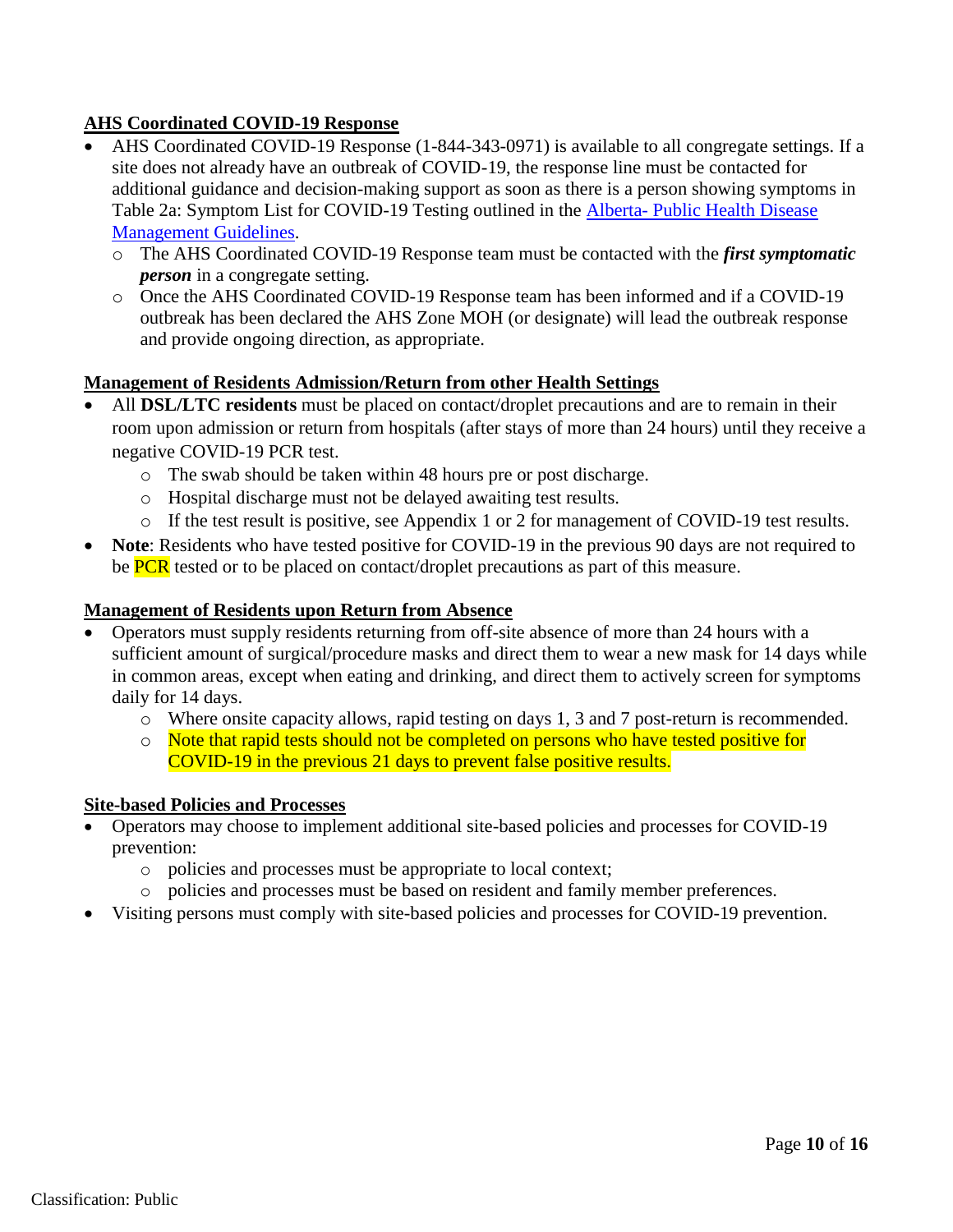## AHS Coordinated COVID-19 Response

- AHS Coordinated COVID-19 Response (1-844-343-0971) is available to all congregate settings. If a site does not already have an outbreak of COVID-19, the response line must be contacted for additional guidance and decision-making support as soon as there is a person showing symptoms in Table 2a: Symptom List for COVID-19 Testing outlined in the [Alberta- Public Health Disease Management Guidelines](#).
  - The AHS Coordinated COVID-19 Response team must be contacted with the ***first symptomatic person*** in a congregate setting.
  - Once the AHS Coordinated COVID-19 Response team has been informed and if a COVID-19 outbreak has been declared the AHS Zone MOH (or designate) will lead the outbreak response and provide ongoing direction, as appropriate.

## Management of Residents Admission/Return from other Health Settings

- All **DSL/LTC residents** must be placed on contact/droplet precautions and are to remain in their room upon admission or return from hospitals (after stays of more than 24 hours) until they receive a negative COVID-19 PCR test.
  - The swab should be taken within 48 hours pre or post discharge.
  - Hospital discharge must not be delayed awaiting test results.
  - If the test result is positive, see Appendix 1 or 2 for management of COVID-19 test results.
- **Note**: Residents who have tested positive for COVID-19 in the previous 90 days are not required to be PCR tested or to be placed on contact/droplet precautions as part of this measure.

## Management of Residents upon Return from Absence

- Operators must supply residents returning from off-site absence of more than 24 hours with a sufficient amount of surgical/procedure masks and direct them to wear a new mask for 14 days while in common areas, except when eating and drinking, and direct them to actively screen for symptoms daily for 14 days.
  - Where onsite capacity allows, rapid testing on days 1, 3 and 7 post-return is recommended.
  - Note that rapid tests should not be completed on persons who have tested positive for COVID-19 in the previous 21 days to prevent false positive results.

## Site-based Policies and Processes

- Operators may choose to implement additional site-based policies and processes for COVID-19 prevention:
  - policies and processes must be appropriate to local context;
  - policies and processes must be based on resident and family member preferences.
- Visiting persons must comply with site-based policies and processes for COVID-19 prevention.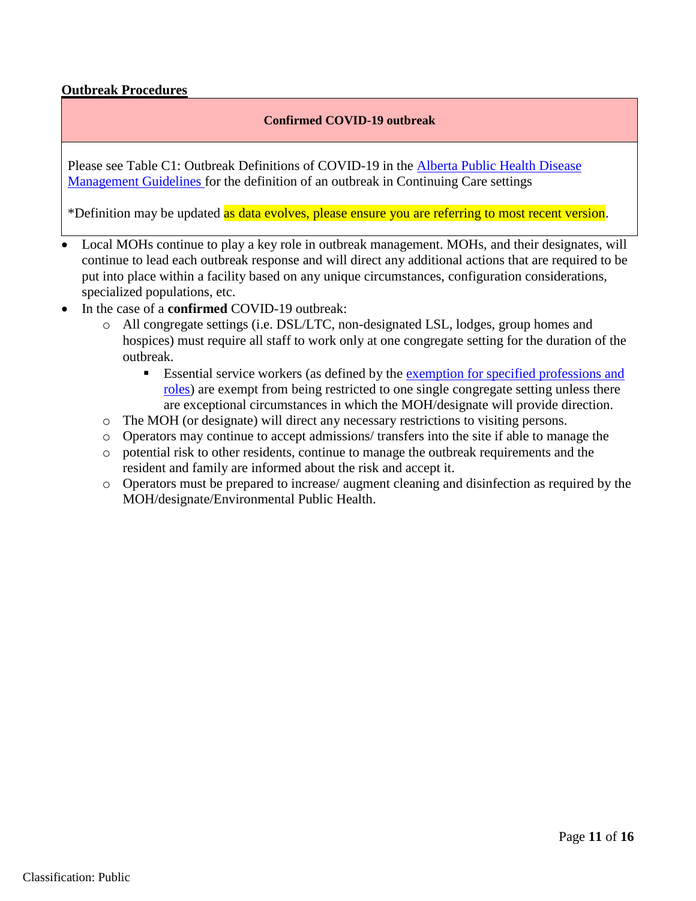**Outbreak Procedures**

| **Confirmed COVID-19 outbreak** |
|---|
| Please see Table C1: Outbreak Definitions of COVID-19 in the [Alberta Public Health Disease Management Guidelines](#) for the definition of an outbreak in Continuing Care settings<br><br>*Definition may be updated as data evolves, please ensure you are referring to most recent version. |

- Local MOHs continue to play a key role in outbreak management. MOHs, and their designates, will continue to lead each outbreak response and will direct any additional actions that are required to be put into place within a facility based on any unique circumstances, configuration considerations, specialized populations, etc.
- In the case of a **confirmed** COVID-19 outbreak:
  - All congregate settings (i.e. DSL/LTC, non-designated LSL, lodges, group homes and hospices) must require all staff to work only at one congregate setting for the duration of the outbreak.
    - Essential service workers (as defined by the [exemption for specified professions and roles](#)) are exempt from being restricted to one single congregate setting unless there are exceptional circumstances in which the MOH/designate will provide direction.
  - The MOH (or designate) will direct any necessary restrictions to visiting persons.
  - Operators may continue to accept admissions/ transfers into the site if able to manage the
  - potential risk to other residents, continue to manage the outbreak requirements and the resident and family are informed about the risk and accept it.
  - Operators must be prepared to increase/ augment cleaning and disinfection as required by the MOH/designate/Environmental Public Health.

Classification: Public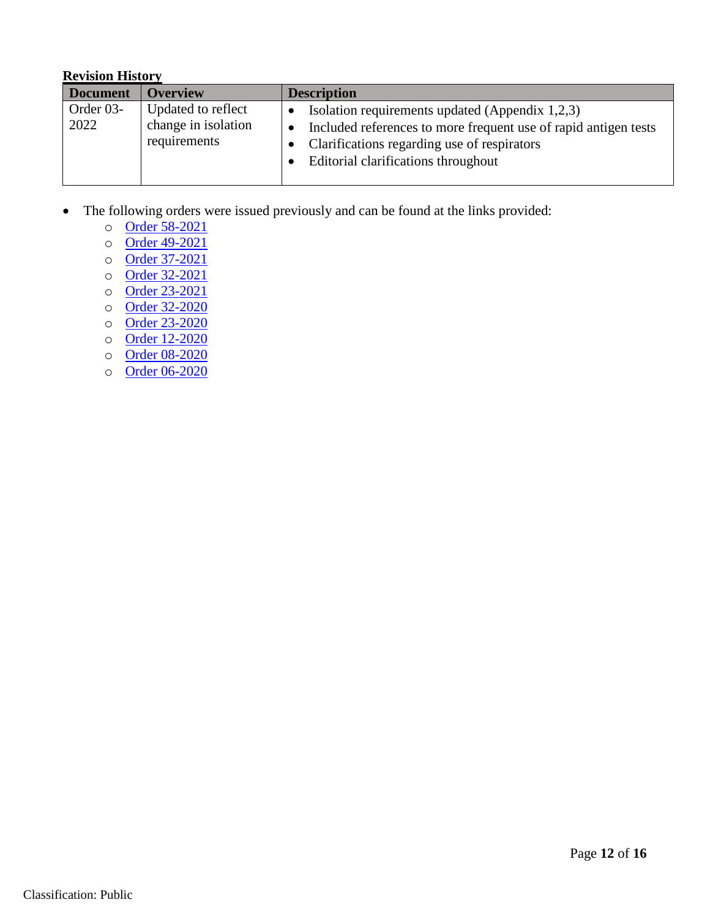**Revision History**

| Document | Overview | Description |
|---|---|---|
| Order 03-2022 | Updated to reflect change in isolation requirements | • Isolation requirements updated (Appendix 1,2,3)<br>• Included references to more frequent use of rapid antigen tests<br>• Clarifications regarding use of respirators<br>• Editorial clarifications throughout |

- The following orders were issued previously and can be found at the links provided:
  - Order 58-2021
  - Order 49-2021
  - Order 37-2021
  - Order 32-2021
  - Order 23-2021
  - Order 32-2020
  - Order 23-2020
  - Order 12-2020
  - Order 08-2020
  - Order 06-2020

Classification: Public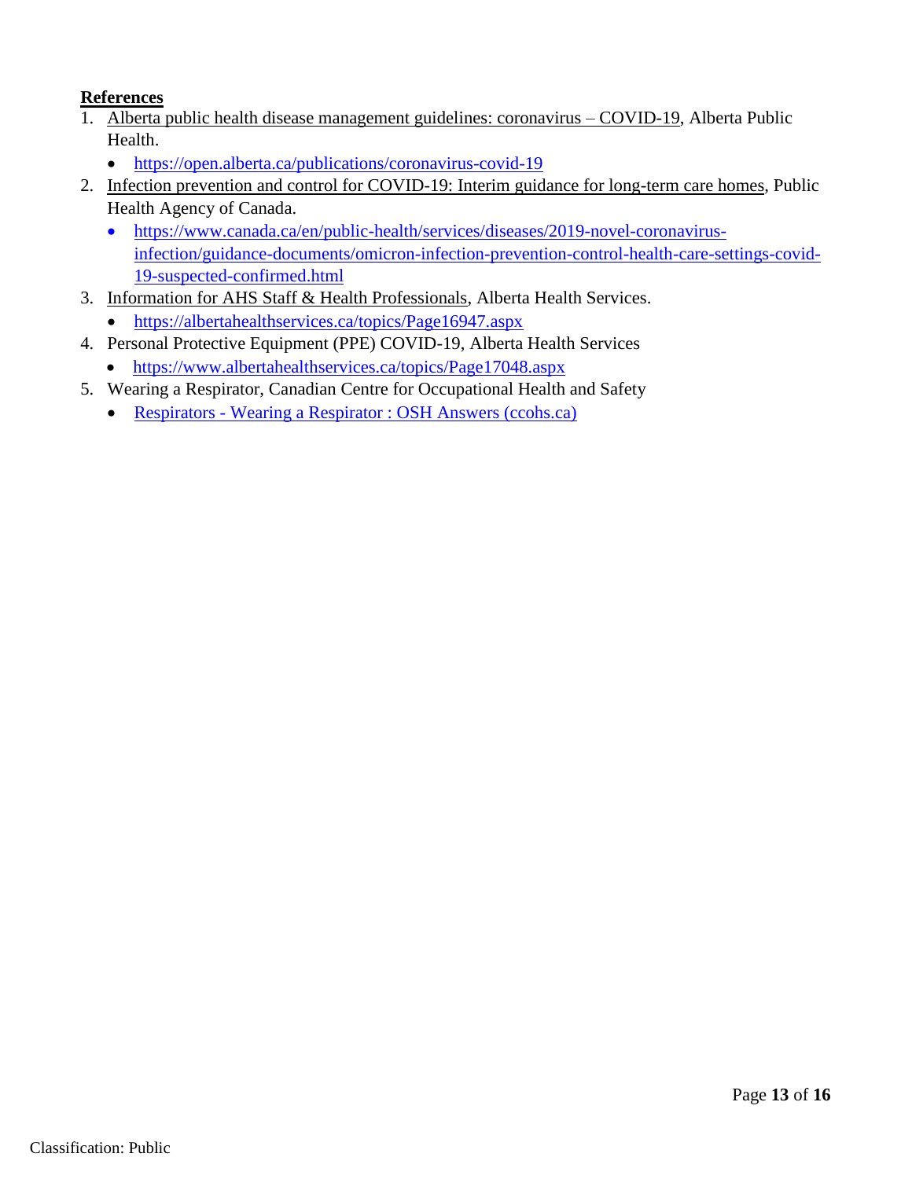**References**

1. Alberta public health disease management guidelines: coronavirus – COVID-19, Alberta Public Health.
   - https://open.alberta.ca/publications/coronavirus-covid-19
2. Infection prevention and control for COVID-19: Interim guidance for long-term care homes, Public Health Agency of Canada.
   - https://www.canada.ca/en/public-health/services/diseases/2019-novel-coronavirus-infection/guidance-documents/omicron-infection-prevention-control-health-care-settings-covid-19-suspected-confirmed.html
3. Information for AHS Staff & Health Professionals, Alberta Health Services.
   - https://albertahealthservices.ca/topics/Page16947.aspx
4. Personal Protective Equipment (PPE) COVID-19, Alberta Health Services
   - https://www.albertahealthservices.ca/topics/Page17048.aspx
5. Wearing a Respirator, Canadian Centre for Occupational Health and Safety
   - Respirators - Wearing a Respirator : OSH Answers (ccohs.ca)

Classification: Public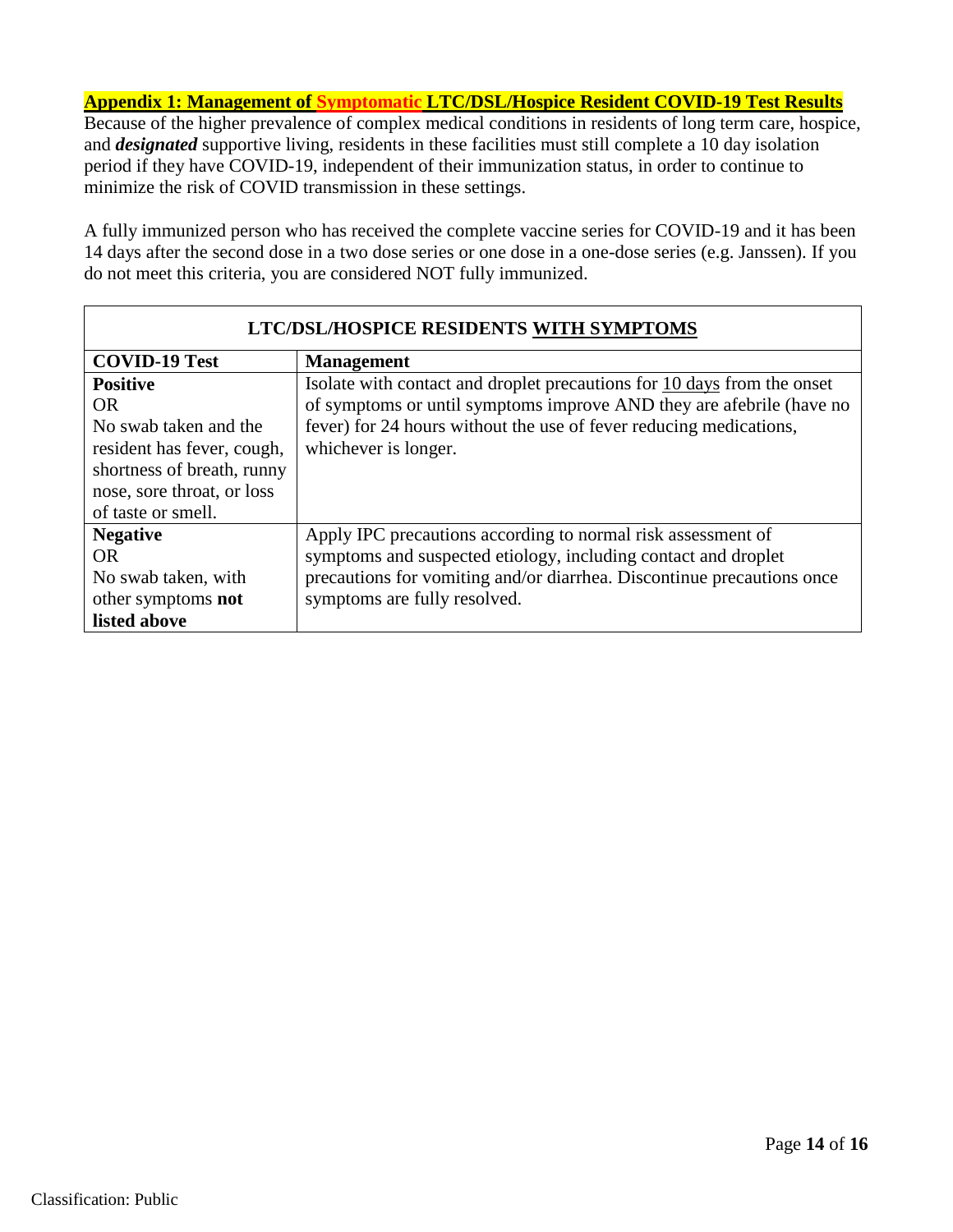## Appendix 1: Management of Symptomatic LTC/DSL/Hospice Resident COVID-19 Test Results

Because of the higher prevalence of complex medical conditions in residents of long term care, hospice, and ***designated*** supportive living, residents in these facilities must still complete a 10 day isolation period if they have COVID-19, independent of their immunization status, in order to continue to minimize the risk of COVID transmission in these settings.

A fully immunized person who has received the complete vaccine series for COVID-19 and it has been 14 days after the second dose in a two dose series or one dose in a one-dose series (e.g. Janssen). If you do not meet this criteria, you are considered NOT fully immunized.

| LTC/DSL/HOSPICE RESIDENTS WITH SYMPTOMS | |
|---|---|
| **COVID-19 Test** | **Management** |
| **Positive**<br>OR<br>No swab taken and the resident has fever, cough, shortness of breath, runny nose, sore throat, or loss of taste or smell. | Isolate with contact and droplet precautions for 10 days from the onset of symptoms or until symptoms improve AND they are afebrile (have no fever) for 24 hours without the use of fever reducing medications, whichever is longer. |
| **Negative**<br>OR<br>No swab taken, with other symptoms **not listed above** | Apply IPC precautions according to normal risk assessment of symptoms and suspected etiology, including contact and droplet precautions for vomiting and/or diarrhea. Discontinue precautions once symptoms are fully resolved. |

Classification: Public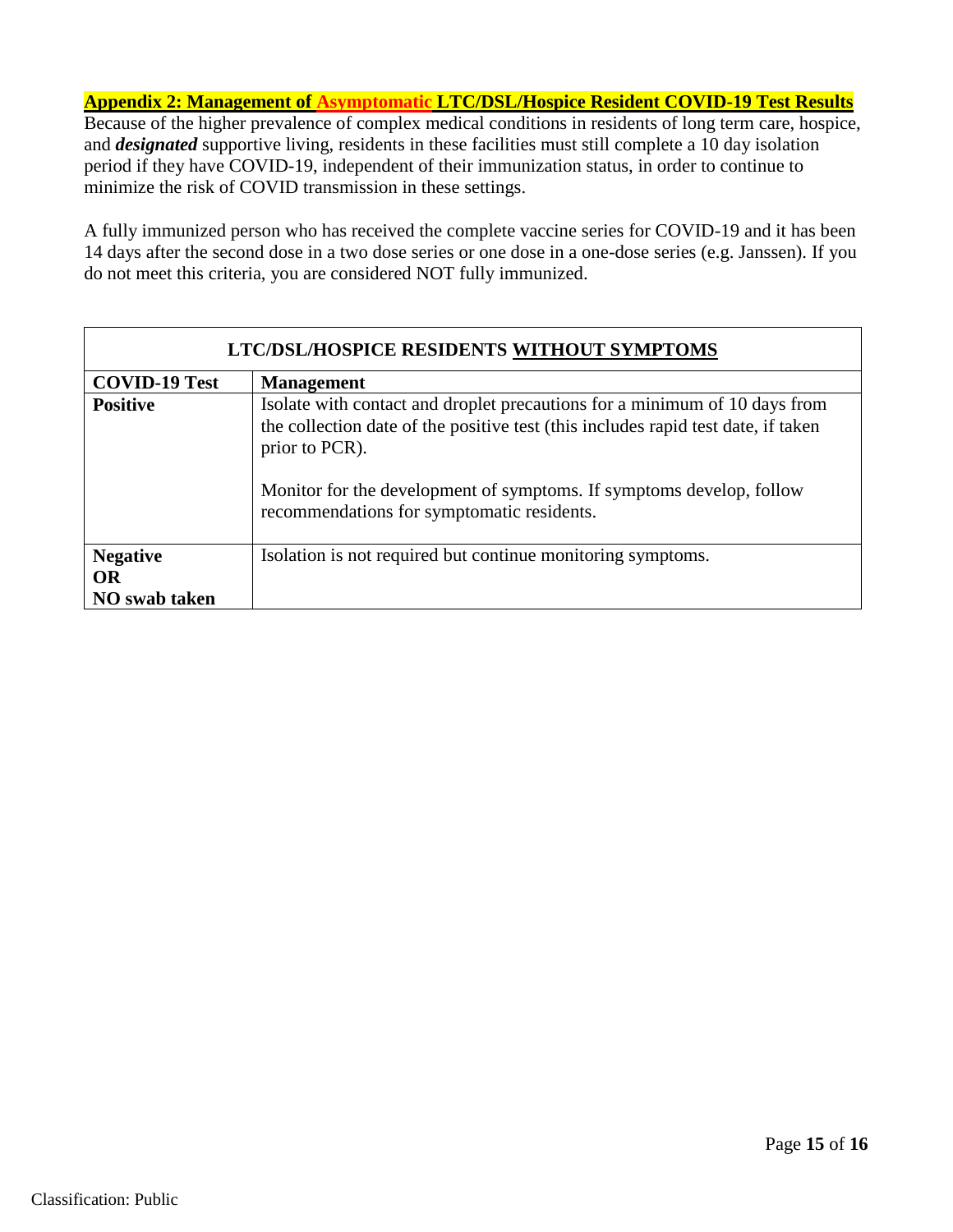## Appendix 2: Management of Asymptomatic LTC/DSL/Hospice Resident COVID-19 Test Results

Because of the higher prevalence of complex medical conditions in residents of long term care, hospice, and ***designated*** supportive living, residents in these facilities must still complete a 10 day isolation period if they have COVID-19, independent of their immunization status, in order to continue to minimize the risk of COVID transmission in these settings.

A fully immunized person who has received the complete vaccine series for COVID-19 and it has been 14 days after the second dose in a two dose series or one dose in a one-dose series (e.g. Janssen). If you do not meet this criteria, you are considered NOT fully immunized.

| **LTC/DSL/HOSPICE RESIDENTS WITHOUT SYMPTOMS** | |
|---|---|
| **COVID-19 Test** | **Management** |
| **Positive** | Isolate with contact and droplet precautions for a minimum of 10 days from the collection date of the positive test (this includes rapid test date, if taken prior to PCR).<br><br>Monitor for the development of symptoms. If symptoms develop, follow recommendations for symptomatic residents. |
| **Negative OR NO swab taken** | Isolation is not required but continue monitoring symptoms. |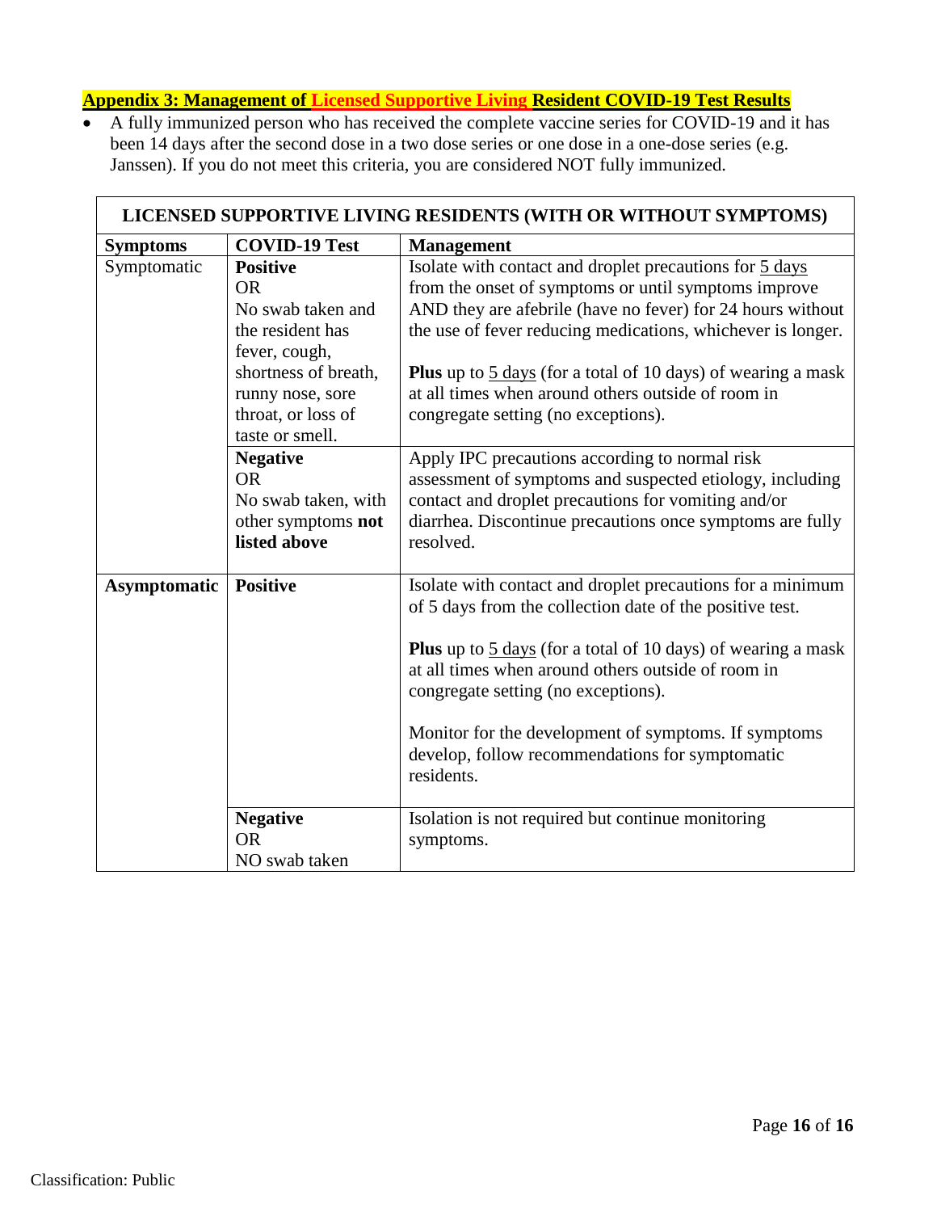## Appendix 3: Management of Licensed Supportive Living Resident COVID-19 Test Results

- A fully immunized person who has received the complete vaccine series for COVID-19 and it has been 14 days after the second dose in a two dose series or one dose in a one-dose series (e.g. Janssen). If you do not meet this criteria, you are considered NOT fully immunized.

| LICENSED SUPPORTIVE LIVING RESIDENTS (WITH OR WITHOUT SYMPTOMS) | | |
|---|---|---|
| **Symptoms** | **COVID-19 Test** | **Management** |
| Symptomatic | **Positive**<br>OR<br>No swab taken and the resident has fever, cough, shortness of breath, runny nose, sore throat, or loss of taste or smell. | Isolate with contact and droplet precautions for 5 days from the onset of symptoms or until symptoms improve AND they are afebrile (have no fever) for 24 hours without the use of fever reducing medications, whichever is longer.<br><br>**Plus** up to 5 days (for a total of 10 days) of wearing a mask at all times when around others outside of room in congregate setting (no exceptions). |
| | **Negative**<br>OR<br>No swab taken, with other symptoms **not listed above** | Apply IPC precautions according to normal risk assessment of symptoms and suspected etiology, including contact and droplet precautions for vomiting and/or diarrhea. Discontinue precautions once symptoms are fully resolved. |
| **Asymptomatic** | **Positive** | Isolate with contact and droplet precautions for a minimum of 5 days from the collection date of the positive test.<br><br>**Plus** up to 5 days (for a total of 10 days) of wearing a mask at all times when around others outside of room in congregate setting (no exceptions).<br><br>Monitor for the development of symptoms. If symptoms develop, follow recommendations for symptomatic residents. |
| | **Negative**<br>OR<br>NO swab taken | Isolation is not required but continue monitoring symptoms. |

Classification: Public